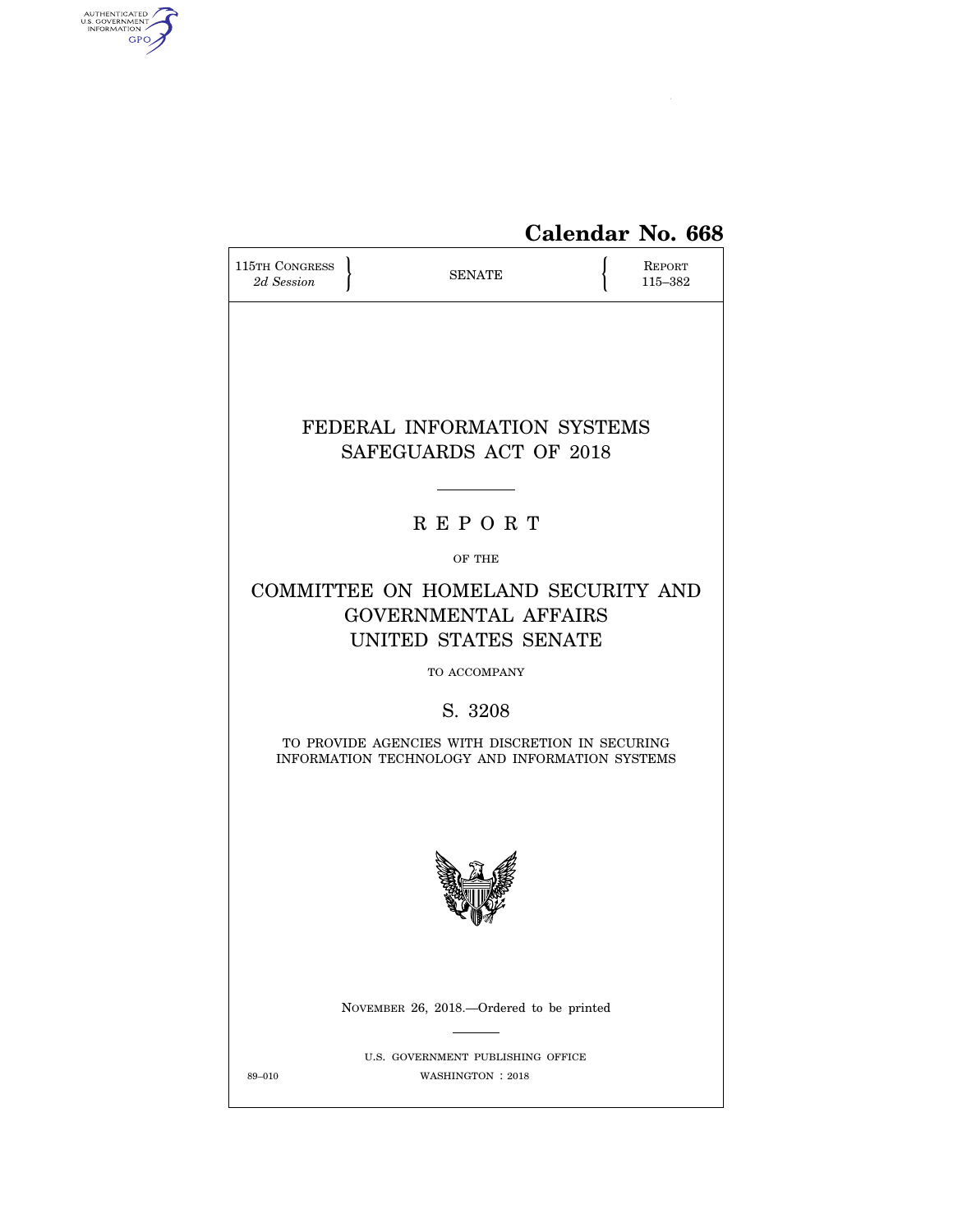**Calendar No. 668**

115TH CONGRESS
*2d Session*

SENATE

REPORT
115–382

# FEDERAL INFORMATION SYSTEMS SAFEGUARDS ACT OF 2018

## R E P O R T

OF THE

## COMMITTEE ON HOMELAND SECURITY AND GOVERNMENTAL AFFAIRS UNITED STATES SENATE

TO ACCOMPANY

## S. 3208

TO PROVIDE AGENCIES WITH DISCRETION IN SECURING INFORMATION TECHNOLOGY AND INFORMATION SYSTEMS

NOVEMBER 26, 2018.—Ordered to be printed

U.S. GOVERNMENT PUBLISHING OFFICE
89–010 WASHINGTON : 2018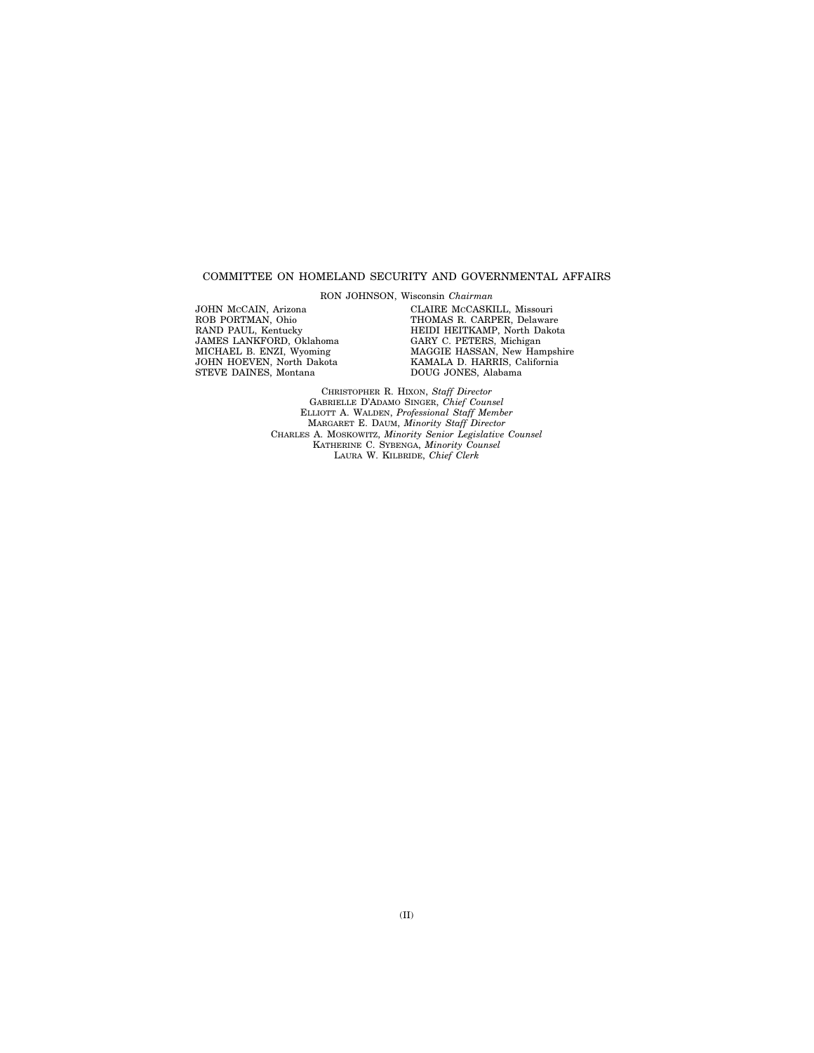## COMMITTEE ON HOMELAND SECURITY AND GOVERNMENTAL AFFAIRS

RON JOHNSON, Wisconsin *Chairman*

JOHN McCAIN, Arizona
ROB PORTMAN, Ohio
RAND PAUL, Kentucky
JAMES LANKFORD, Oklahoma
MICHAEL B. ENZI, Wyoming
JOHN HOEVEN, North Dakota
STEVE DAINES, Montana

CLAIRE McCASKILL, Missouri
THOMAS R. CARPER, Delaware
HEIDI HEITKAMP, North Dakota
GARY C. PETERS, Michigan
MAGGIE HASSAN, New Hampshire
KAMALA D. HARRIS, California
DOUG JONES, Alabama

CHRISTOPHER R. HIXON, *Staff Director*
GABRIELLE D'ADAMO SINGER, *Chief Counsel*
ELLIOTT A. WALDEN, *Professional Staff Member*
MARGARET E. DAUM, *Minority Staff Director*
CHARLES A. MOSKOWITZ, *Minority Senior Legislative Counsel*
KATHERINE C. SYBENGA, *Minority Counsel*
LAURA W. KILBRIDE, *Chief Clerk*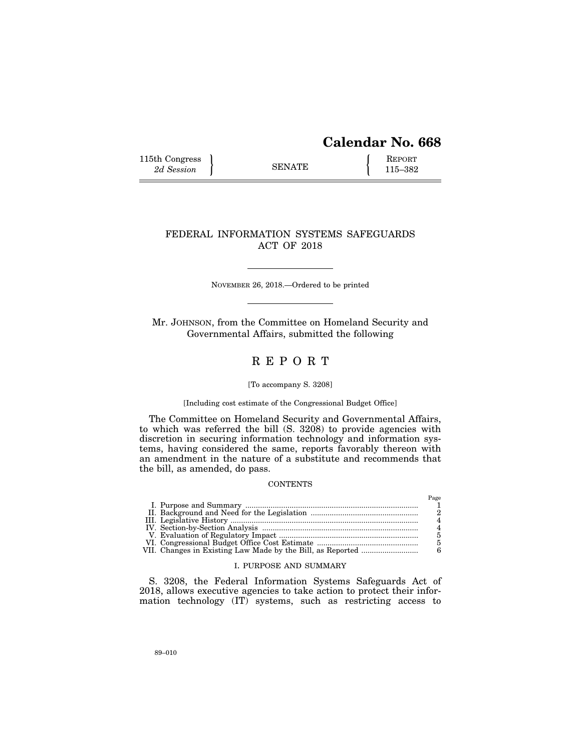# Calendar No. 668

115th Congress, 2d Session — SENATE — Report 115–382

## FEDERAL INFORMATION SYSTEMS SAFEGUARDS ACT OF 2018

NOVEMBER 26, 2018.—Ordered to be printed

Mr. JOHNSON, from the Committee on Homeland Security and Governmental Affairs, submitted the following

## R E P O R T

[To accompany S. 3208]

[Including cost estimate of the Congressional Budget Office]

The Committee on Homeland Security and Governmental Affairs, to which was referred the bill (S. 3208) to provide agencies with discretion in securing information technology and information systems, having considered the same, reports favorably thereon with an amendment in the nature of a substitute and recommends that the bill, as amended, do pass.

CONTENTS

| | Page |
|---|---|
| I. Purpose and Summary | 1 |
| II. Background and Need for the Legislation | 2 |
| III. Legislative History | 4 |
| IV. Section-by-Section Analysis | 4 |
| V. Evaluation of Regulatory Impact | 5 |
| VI. Congressional Budget Office Cost Estimate | 5 |
| VII. Changes in Existing Law Made by the Bill, as Reported | 6 |

### I. PURPOSE AND SUMMARY

S. 3208, the Federal Information Systems Safeguards Act of 2018, allows executive agencies to take action to protect their information technology (IT) systems, such as restricting access to

89–010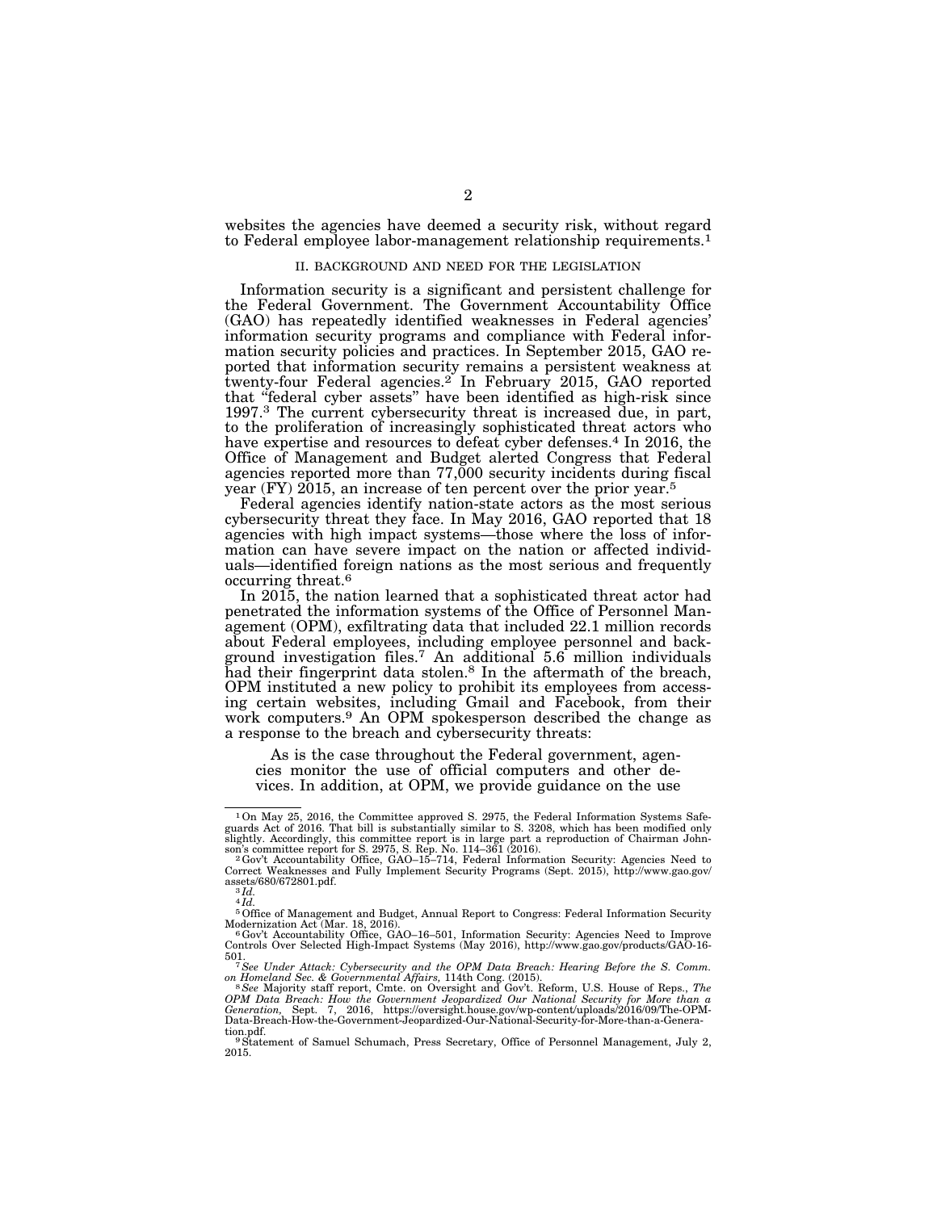websites the agencies have deemed a security risk, without regard to Federal employee labor-management relationship requirements.[1]

## II. BACKGROUND AND NEED FOR THE LEGISLATION

Information security is a significant and persistent challenge for the Federal Government. The Government Accountability Office (GAO) has repeatedly identified weaknesses in Federal agencies' information security programs and compliance with Federal information security policies and practices. In September 2015, GAO reported that information security remains a persistent weakness at twenty-four Federal agencies.[2] In February 2015, GAO reported that "federal cyber assets" have been identified as high-risk since 1997.[3] The current cybersecurity threat is increased due, in part, to the proliferation of increasingly sophisticated threat actors who have expertise and resources to defeat cyber defenses.[4] In 2016, the Office of Management and Budget alerted Congress that Federal agencies reported more than 77,000 security incidents during fiscal year (FY) 2015, an increase of ten percent over the prior year.[5]

Federal agencies identify nation-state actors as the most serious cybersecurity threat they face. In May 2016, GAO reported that 18 agencies with high impact systems—those where the loss of information can have severe impact on the nation or affected individuals—identified foreign nations as the most serious and frequently occurring threat.[6]

In 2015, the nation learned that a sophisticated threat actor had penetrated the information systems of the Office of Personnel Management (OPM), exfiltrating data that included 22.1 million records about Federal employees, including employee personnel and background investigation files.[7] An additional 5.6 million individuals had their fingerprint data stolen.[8] In the aftermath of the breach, OPM instituted a new policy to prohibit its employees from accessing certain websites, including Gmail and Facebook, from their work computers.[9] An OPM spokesperson described the change as a response to the breach and cybersecurity threats:

> As is the case throughout the Federal government, agencies monitor the use of official computers and other devices. In addition, at OPM, we provide guidance on the use

---

[1] On May 25, 2016, the Committee approved S. 2975, the Federal Information Systems Safeguards Act of 2016. That bill is substantially similar to S. 3208, which has been modified only slightly. Accordingly, this committee report is in large part a reproduction of Chairman Johnson's committee report for S. 2975, S. Rep. No. 114–361 (2016).

[2] Gov't Accountability Office, GAO–15–714, Federal Information Security: Agencies Need to Correct Weaknesses and Fully Implement Security Programs (Sept. 2015), http://www.gao.gov/assets/680/672801.pdf.

[3] *Id.*

[4] *Id.*

[5] Office of Management and Budget, Annual Report to Congress: Federal Information Security Modernization Act (Mar. 18, 2016).

[6] Gov't Accountability Office, GAO–16–501, Information Security: Agencies Need to Improve Controls Over Selected High-Impact Systems (May 2016), http://www.gao.gov/products/GAO-16-501.

[7] *See Under Attack: Cybersecurity and the OPM Data Breach: Hearing Before the S. Comm. on Homeland Sec. & Governmental Affairs,* 114th Cong. (2015).

[8] *See* Majority staff report, Cmte. on Oversight and Gov't. Reform, U.S. House of Reps., *The OPM Data Breach: How the Government Jeopardized Our National Security for More than a Generation,* Sept. 7, 2016, https://oversight.house.gov/wp-content/uploads/2016/09/The-OPM-Data-Breach-How-the-Government-Jeopardized-Our-National-Security-for-More-than-a-Generation.pdf.

[9] Statement of Samuel Schumach, Press Secretary, Office of Personnel Management, July 2, 2015.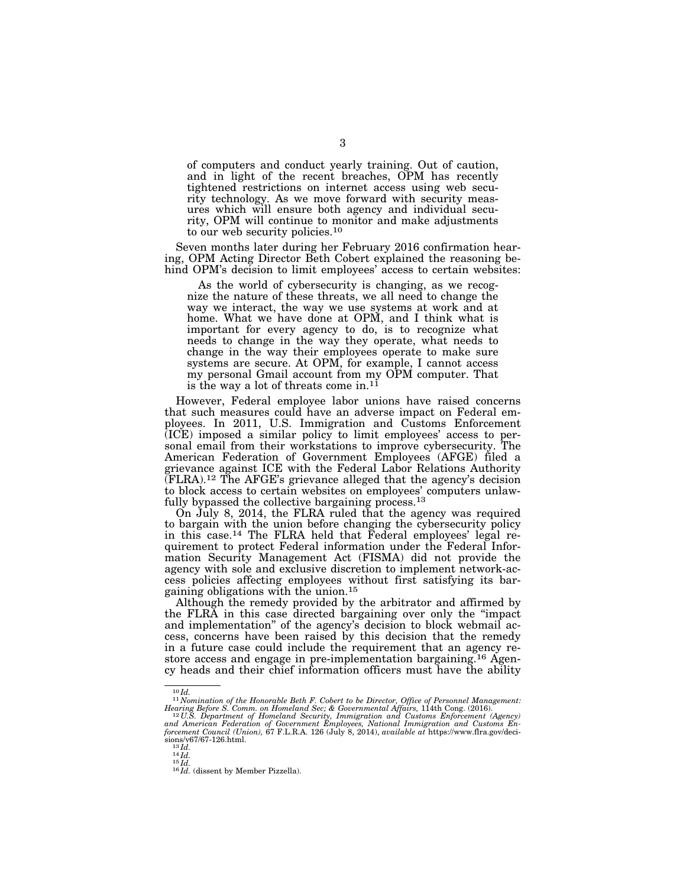> of computers and conduct yearly training. Out of caution, and in light of the recent breaches, OPM has recently tightened restrictions on internet access using web security technology. As we move forward with security measures which will ensure both agency and individual security, OPM will continue to monitor and make adjustments to our web security policies.[10]

Seven months later during her February 2016 confirmation hearing, OPM Acting Director Beth Cobert explained the reasoning behind OPM's decision to limit employees' access to certain websites:

> As the world of cybersecurity is changing, as we recognize the nature of these threats, we all need to change the way we interact, the way we use systems at work and at home. What we have done at OPM, and I think what is important for every agency to do, is to recognize what needs to change in the way they operate, what needs to change in the way their employees operate to make sure systems are secure. At OPM, for example, I cannot access my personal Gmail account from my OPM computer. That is the way a lot of threats come in.[11]

However, Federal employee labor unions have raised concerns that such measures could have an adverse impact on Federal employees. In 2011, U.S. Immigration and Customs Enforcement (ICE) imposed a similar policy to limit employees' access to personal email from their workstations to improve cybersecurity. The American Federation of Government Employees (AFGE) filed a grievance against ICE with the Federal Labor Relations Authority (FLRA).[12] The AFGE's grievance alleged that the agency's decision to block access to certain websites on employees' computers unlawfully bypassed the collective bargaining process.[13]

On July 8, 2014, the FLRA ruled that the agency was required to bargain with the union before changing the cybersecurity policy in this case.[14] The FLRA held that Federal employees' legal requirement to protect Federal information under the Federal Information Security Management Act (FISMA) did not provide the agency with sole and exclusive discretion to implement network-access policies affecting employees without first satisfying its bargaining obligations with the union.[15]

Although the remedy provided by the arbitrator and affirmed by the FLRA in this case directed bargaining over only the "impact and implementation" of the agency's decision to block webmail access, concerns have been raised by this decision that the remedy in a future case could include the requirement that an agency restore access and engage in pre-implementation bargaining.[16] Agency heads and their chief information officers must have the ability

---

[10] *Id.*

[11] *Nomination of the Honorable Beth F. Cobert to be Director, Office of Personnel Management: Hearing Before S. Comm. on Homeland Sec; & Governmental Affairs,* 114th Cong. (2016).

[12] *U.S. Department of Homeland Security, Immigration and Customs Enforcement (Agency) and American Federation of Government Employees, National Immigration and Customs Enforcement Council (Union),* 67 F.L.R.A. 126 (July 8, 2014), *available at* https://www.flra.gov/decisions/v67/67-126.html.

[13] *Id.*

[14] *Id.*

[15] *Id.*

[16] *Id.* (dissent by Member Pizzella).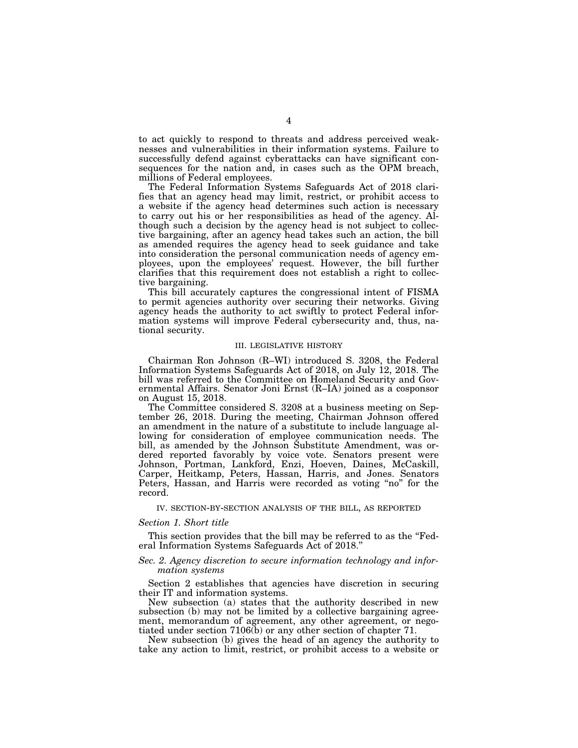to act quickly to respond to threats and address perceived weaknesses and vulnerabilities in their information systems. Failure to successfully defend against cyberattacks can have significant consequences for the nation and, in cases such as the OPM breach, millions of Federal employees.

The Federal Information Systems Safeguards Act of 2018 clarifies that an agency head may limit, restrict, or prohibit access to a website if the agency head determines such action is necessary to carry out his or her responsibilities as head of the agency. Although such a decision by the agency head is not subject to collective bargaining, after an agency head takes such an action, the bill as amended requires the agency head to seek guidance and take into consideration the personal communication needs of agency employees, upon the employees' request. However, the bill further clarifies that this requirement does not establish a right to collective bargaining.

This bill accurately captures the congressional intent of FISMA to permit agencies authority over securing their networks. Giving agency heads the authority to act swiftly to protect Federal information systems will improve Federal cybersecurity and, thus, national security.

## III. LEGISLATIVE HISTORY

Chairman Ron Johnson (R–WI) introduced S. 3208, the Federal Information Systems Safeguards Act of 2018, on July 12, 2018. The bill was referred to the Committee on Homeland Security and Governmental Affairs. Senator Joni Ernst (R–IA) joined as a cosponsor on August 15, 2018.

The Committee considered S. 3208 at a business meeting on September 26, 2018. During the meeting, Chairman Johnson offered an amendment in the nature of a substitute to include language allowing for consideration of employee communication needs. The bill, as amended by the Johnson Substitute Amendment, was ordered reported favorably by voice vote. Senators present were Johnson, Portman, Lankford, Enzi, Hoeven, Daines, McCaskill, Carper, Heitkamp, Peters, Hassan, Harris, and Jones. Senators Peters, Hassan, and Harris were recorded as voting "no" for the record.

## IV. SECTION-BY-SECTION ANALYSIS OF THE BILL, AS REPORTED

### *Section 1. Short title*

This section provides that the bill may be referred to as the "Federal Information Systems Safeguards Act of 2018."

### *Sec. 2. Agency discretion to secure information technology and information systems*

Section 2 establishes that agencies have discretion in securing their IT and information systems.

New subsection (a) states that the authority described in new subsection (b) may not be limited by a collective bargaining agreement, memorandum of agreement, any other agreement, or negotiated under section 7106(b) or any other section of chapter 71.

New subsection (b) gives the head of an agency the authority to take any action to limit, restrict, or prohibit access to a website or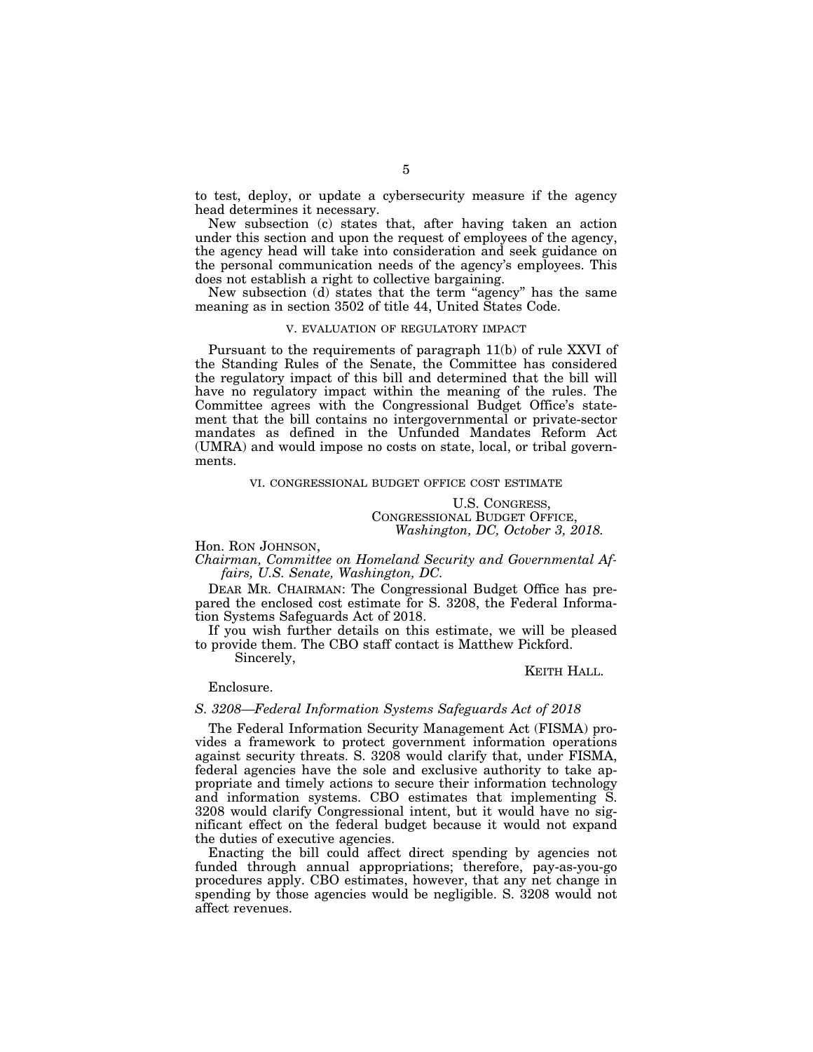to test, deploy, or update a cybersecurity measure if the agency head determines it necessary.

New subsection (c) states that, after having taken an action under this section and upon the request of employees of the agency, the agency head will take into consideration and seek guidance on the personal communication needs of the agency's employees. This does not establish a right to collective bargaining.

New subsection (d) states that the term "agency" has the same meaning as in section 3502 of title 44, United States Code.

## V. EVALUATION OF REGULATORY IMPACT

Pursuant to the requirements of paragraph 11(b) of rule XXVI of the Standing Rules of the Senate, the Committee has considered the regulatory impact of this bill and determined that the bill will have no regulatory impact within the meaning of the rules. The Committee agrees with the Congressional Budget Office's statement that the bill contains no intergovernmental or private-sector mandates as defined in the Unfunded Mandates Reform Act (UMRA) and would impose no costs on state, local, or tribal governments.

## VI. CONGRESSIONAL BUDGET OFFICE COST ESTIMATE

U.S. CONGRESS,
CONGRESSIONAL BUDGET OFFICE,
*Washington, DC, October 3, 2018.*

Hon. RON JOHNSON,
*Chairman, Committee on Homeland Security and Governmental Affairs, U.S. Senate, Washington, DC.*

DEAR MR. CHAIRMAN: The Congressional Budget Office has prepared the enclosed cost estimate for S. 3208, the Federal Information Systems Safeguards Act of 2018.

If you wish further details on this estimate, we will be pleased to provide them. The CBO staff contact is Matthew Pickford.

Sincerely,

KEITH HALL.

Enclosure.

*S. 3208—Federal Information Systems Safeguards Act of 2018*

The Federal Information Security Management Act (FISMA) provides a framework to protect government information operations against security threats. S. 3208 would clarify that, under FISMA, federal agencies have the sole and exclusive authority to take appropriate and timely actions to secure their information technology and information systems. CBO estimates that implementing S. 3208 would clarify Congressional intent, but it would have no significant effect on the federal budget because it would not expand the duties of executive agencies.

Enacting the bill could affect direct spending by agencies not funded through annual appropriations; therefore, pay-as-you-go procedures apply. CBO estimates, however, that any net change in spending by those agencies would be negligible. S. 3208 would not affect revenues.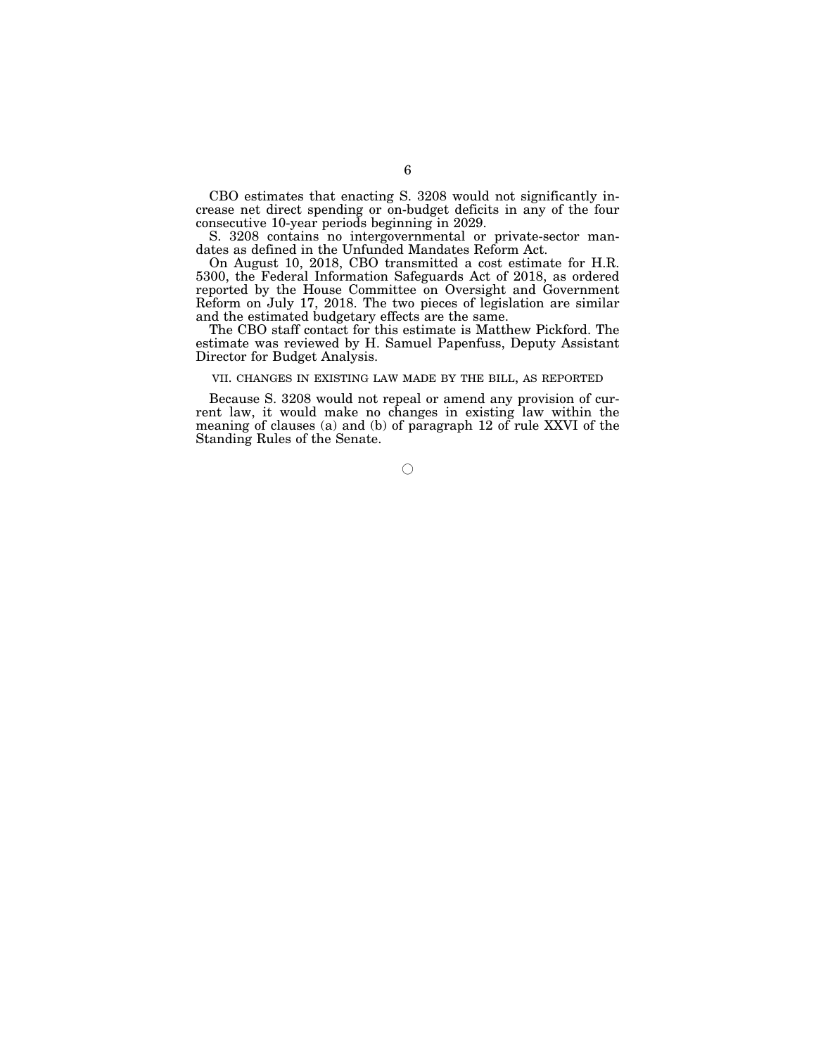CBO estimates that enacting S. 3208 would not significantly increase net direct spending or on-budget deficits in any of the four consecutive 10-year periods beginning in 2029.

S. 3208 contains no intergovernmental or private-sector mandates as defined in the Unfunded Mandates Reform Act.

On August 10, 2018, CBO transmitted a cost estimate for H.R. 5300, the Federal Information Safeguards Act of 2018, as ordered reported by the House Committee on Oversight and Government Reform on July 17, 2018. The two pieces of legislation are similar and the estimated budgetary effects are the same.

The CBO staff contact for this estimate is Matthew Pickford. The estimate was reviewed by H. Samuel Papenfuss, Deputy Assistant Director for Budget Analysis.

## VII. CHANGES IN EXISTING LAW MADE BY THE BILL, AS REPORTED

Because S. 3208 would not repeal or amend any provision of current law, it would make no changes in existing law within the meaning of clauses (a) and (b) of paragraph 12 of rule XXVI of the Standing Rules of the Senate.

○